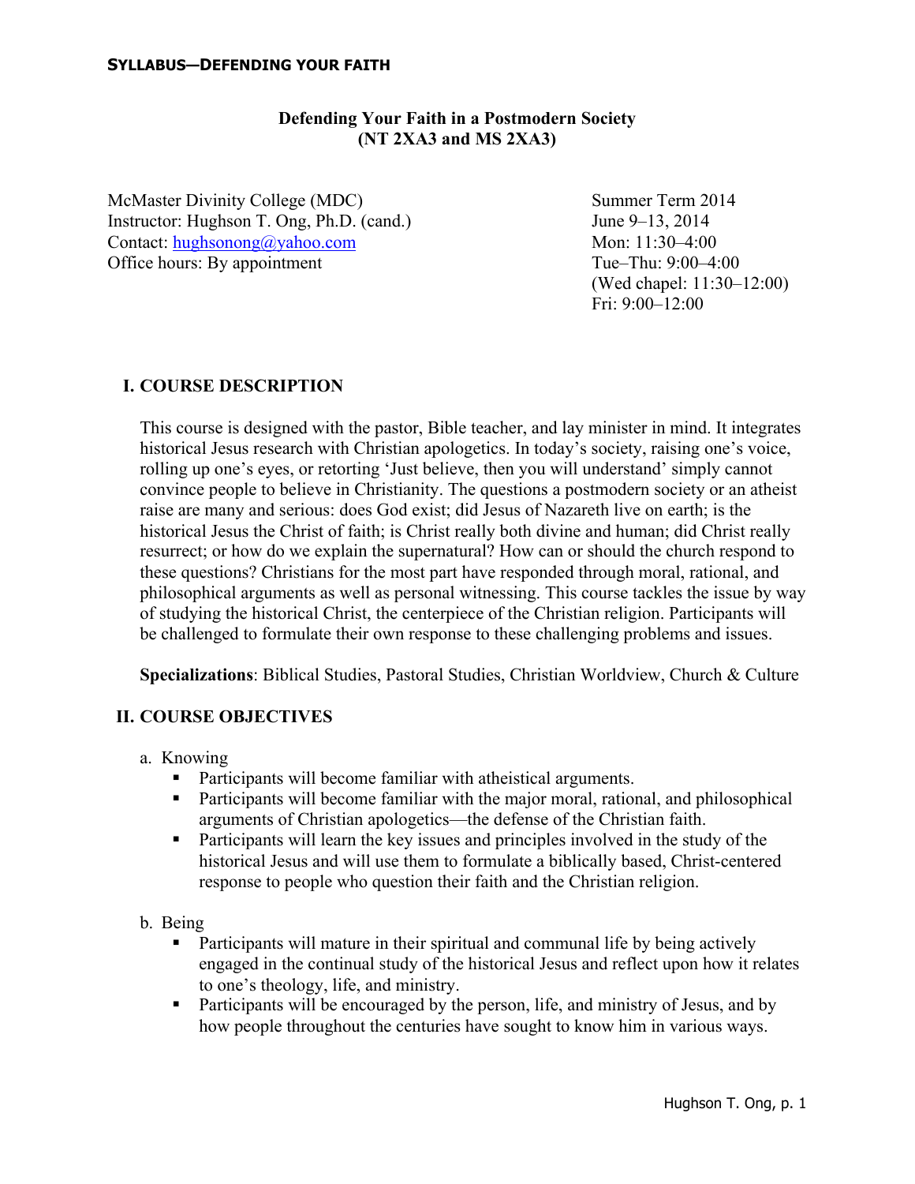# Defending Your Faith in a Postmodern Society
## (NT 2XA3 and MS 2XA3)

McMaster Divinity College (MDC)
Instructor: Hughson T. Ong, Ph.D. (cand.)
Contact: hughsonong@yahoo.com
Office hours: By appointment

Summer Term 2014
June 9–13, 2014
Mon: 11:30–4:00
Tue–Thu: 9:00–4:00
(Wed chapel: 11:30–12:00)
Fri: 9:00–12:00

## I. COURSE DESCRIPTION

This course is designed with the pastor, Bible teacher, and lay minister in mind. It integrates historical Jesus research with Christian apologetics. In today's society, raising one's voice, rolling up one's eyes, or retorting 'Just believe, then you will understand' simply cannot convince people to believe in Christianity. The questions a postmodern society or an atheist raise are many and serious: does God exist; did Jesus of Nazareth live on earth; is the historical Jesus the Christ of faith; is Christ really both divine and human; did Christ really resurrect; or how do we explain the supernatural? How can or should the church respond to these questions? Christians for the most part have responded through moral, rational, and philosophical arguments as well as personal witnessing. This course tackles the issue by way of studying the historical Christ, the centerpiece of the Christian religion. Participants will be challenged to formulate their own response to these challenging problems and issues.

**Specializations**: Biblical Studies, Pastoral Studies, Christian Worldview, Church & Culture

## II. COURSE OBJECTIVES

a. Knowing
- Participants will become familiar with atheistical arguments.
- Participants will become familiar with the major moral, rational, and philosophical arguments of Christian apologetics—the defense of the Christian faith.
- Participants will learn the key issues and principles involved in the study of the historical Jesus and will use them to formulate a biblically based, Christ-centered response to people who question their faith and the Christian religion.

b. Being
- Participants will mature in their spiritual and communal life by being actively engaged in the continual study of the historical Jesus and reflect upon how it relates to one's theology, life, and ministry.
- Participants will be encouraged by the person, life, and ministry of Jesus, and by how people throughout the centuries have sought to know him in various ways.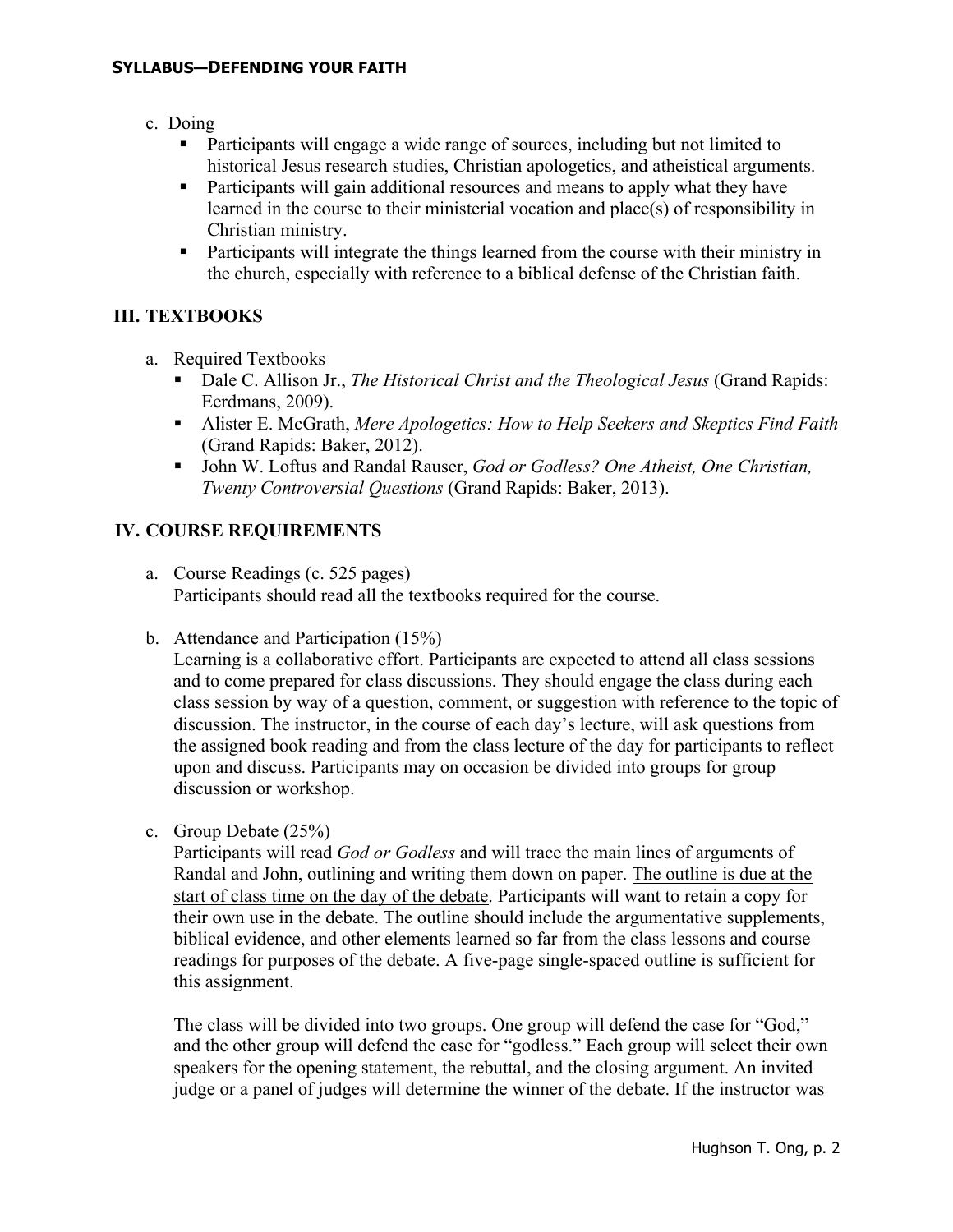c. Doing
   - Participants will engage a wide range of sources, including but not limited to historical Jesus research studies, Christian apologetics, and atheistical arguments.
   - Participants will gain additional resources and means to apply what they have learned in the course to their ministerial vocation and place(s) of responsibility in Christian ministry.
   - Participants will integrate the things learned from the course with their ministry in the church, especially with reference to a biblical defense of the Christian faith.

## III. TEXTBOOKS

a. Required Textbooks
   - Dale C. Allison Jr., *The Historical Christ and the Theological Jesus* (Grand Rapids: Eerdmans, 2009).
   - Alister E. McGrath, *Mere Apologetics: How to Help Seekers and Skeptics Find Faith* (Grand Rapids: Baker, 2012).
   - John W. Loftus and Randal Rauser, *God or Godless? One Atheist, One Christian, Twenty Controversial Questions* (Grand Rapids: Baker, 2013).

## IV. COURSE REQUIREMENTS

a. Course Readings (c. 525 pages)
Participants should read all the textbooks required for the course.

b. Attendance and Participation (15%)
Learning is a collaborative effort. Participants are expected to attend all class sessions and to come prepared for class discussions. They should engage the class during each class session by way of a question, comment, or suggestion with reference to the topic of discussion. The instructor, in the course of each day's lecture, will ask questions from the assigned book reading and from the class lecture of the day for participants to reflect upon and discuss. Participants may on occasion be divided into groups for group discussion or workshop.

c. Group Debate (25%)
Participants will read *God or Godless* and will trace the main lines of arguments of Randal and John, outlining and writing them down on paper. <u>The outline is due at the start of class time on the day of the debate</u>. Participants will want to retain a copy for their own use in the debate. The outline should include the argumentative supplements, biblical evidence, and other elements learned so far from the class lessons and course readings for purposes of the debate. A five-page single-spaced outline is sufficient for this assignment.

The class will be divided into two groups. One group will defend the case for "God," and the other group will defend the case for "godless." Each group will select their own speakers for the opening statement, the rebuttal, and the closing argument. An invited judge or a panel of judges will determine the winner of the debate. If the instructor was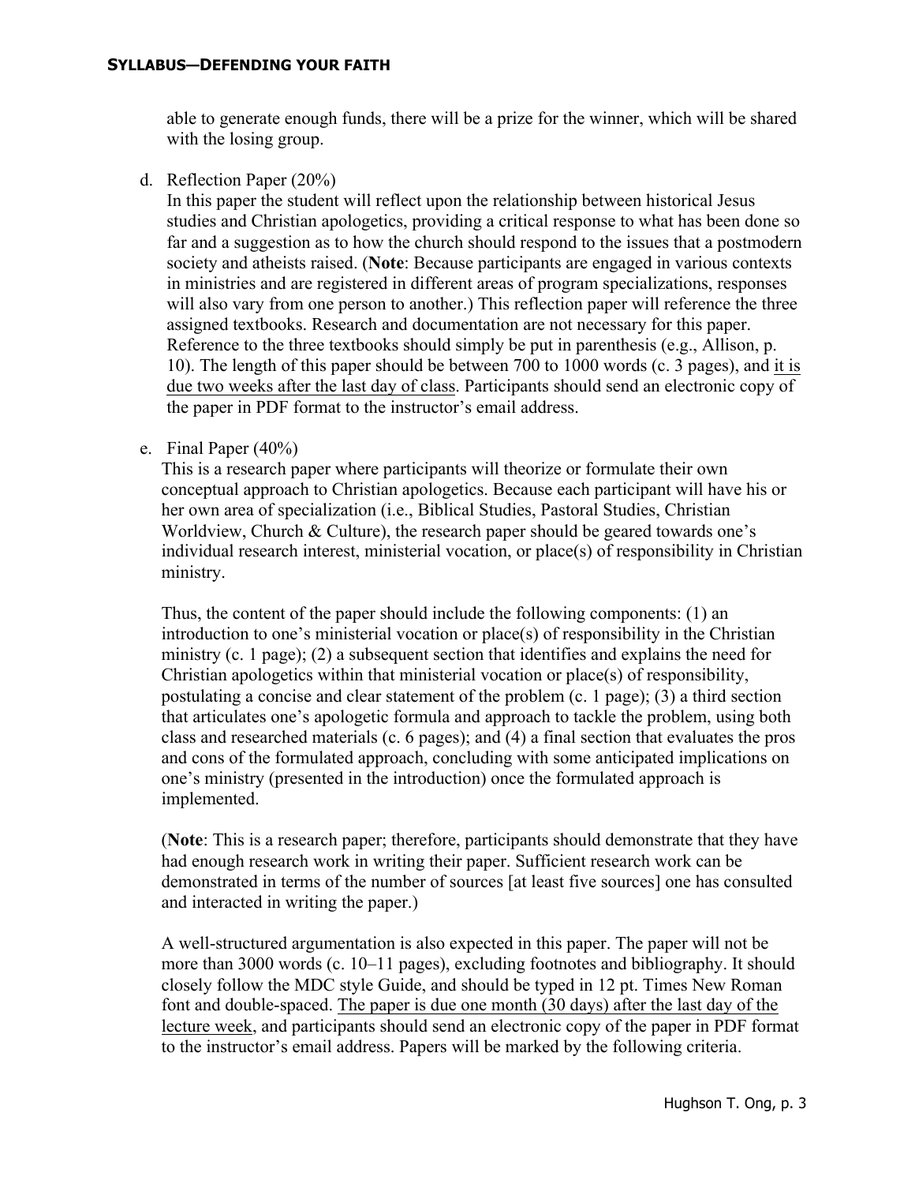able to generate enough funds, there will be a prize for the winner, which will be shared with the losing group.

d. Reflection Paper (20%)
   In this paper the student will reflect upon the relationship between historical Jesus studies and Christian apologetics, providing a critical response to what has been done so far and a suggestion as to how the church should respond to the issues that a postmodern society and atheists raised. (**Note**: Because participants are engaged in various contexts in ministries and are registered in different areas of program specializations, responses will also vary from one person to another.) This reflection paper will reference the three assigned textbooks. Research and documentation are not necessary for this paper. Reference to the three textbooks should simply be put in parenthesis (e.g., Allison, p. 10). The length of this paper should be between 700 to 1000 words (c. 3 pages), and <u>it is due two weeks after the last day of class</u>. Participants should send an electronic copy of the paper in PDF format to the instructor's email address.

e. Final Paper (40%)
   This is a research paper where participants will theorize or formulate their own conceptual approach to Christian apologetics. Because each participant will have his or her own area of specialization (i.e., Biblical Studies, Pastoral Studies, Christian Worldview, Church & Culture), the research paper should be geared towards one's individual research interest, ministerial vocation, or place(s) of responsibility in Christian ministry.

   Thus, the content of the paper should include the following components: (1) an introduction to one's ministerial vocation or place(s) of responsibility in the Christian ministry (c. 1 page); (2) a subsequent section that identifies and explains the need for Christian apologetics within that ministerial vocation or place(s) of responsibility, postulating a concise and clear statement of the problem (c. 1 page); (3) a third section that articulates one's apologetic formula and approach to tackle the problem, using both class and researched materials (c. 6 pages); and (4) a final section that evaluates the pros and cons of the formulated approach, concluding with some anticipated implications on one's ministry (presented in the introduction) once the formulated approach is implemented.

   (**Note**: This is a research paper; therefore, participants should demonstrate that they have had enough research work in writing their paper. Sufficient research work can be demonstrated in terms of the number of sources [at least five sources] one has consulted and interacted in writing the paper.)

   A well-structured argumentation is also expected in this paper. The paper will not be more than 3000 words (c. 10–11 pages), excluding footnotes and bibliography. It should closely follow the MDC style Guide, and should be typed in 12 pt. Times New Roman font and double-spaced. <u>The paper is due one month (30 days) after the last day of the lecture week</u>, and participants should send an electronic copy of the paper in PDF format to the instructor's email address. Papers will be marked by the following criteria.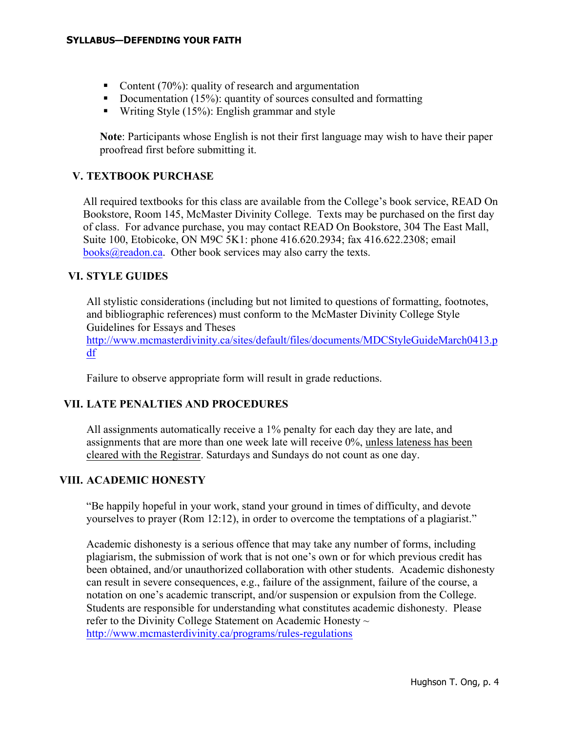- Content (70%): quality of research and argumentation
- Documentation (15%): quantity of sources consulted and formatting
- Writing Style (15%): English grammar and style

**Note**: Participants whose English is not their first language may wish to have their paper proofread first before submitting it.

## V. TEXTBOOK PURCHASE

All required textbooks for this class are available from the College's book service, READ On Bookstore, Room 145, McMaster Divinity College. Texts may be purchased on the first day of class. For advance purchase, you may contact READ On Bookstore, 304 The East Mall, Suite 100, Etobicoke, ON M9C 5K1: phone 416.620.2934; fax 416.622.2308; email books@readon.ca. Other book services may also carry the texts.

## VI. STYLE GUIDES

All stylistic considerations (including but not limited to questions of formatting, footnotes, and bibliographic references) must conform to the McMaster Divinity College Style Guidelines for Essays and Theses http://www.mcmasterdivinity.ca/sites/default/files/documents/MDCStyleGuideMarch0413.pdf

Failure to observe appropriate form will result in grade reductions.

## VII. LATE PENALTIES AND PROCEDURES

All assignments automatically receive a 1% penalty for each day they are late, and assignments that are more than one week late will receive 0%, unless lateness has been cleared with the Registrar. Saturdays and Sundays do not count as one day.

## VIII. ACADEMIC HONESTY

"Be happily hopeful in your work, stand your ground in times of difficulty, and devote yourselves to prayer (Rom 12:12), in order to overcome the temptations of a plagiarist."

Academic dishonesty is a serious offence that may take any number of forms, including plagiarism, the submission of work that is not one's own or for which previous credit has been obtained, and/or unauthorized collaboration with other students. Academic dishonesty can result in severe consequences, e.g., failure of the assignment, failure of the course, a notation on one's academic transcript, and/or suspension or expulsion from the College. Students are responsible for understanding what constitutes academic dishonesty. Please refer to the Divinity College Statement on Academic Honesty ~ http://www.mcmasterdivinity.ca/programs/rules-regulations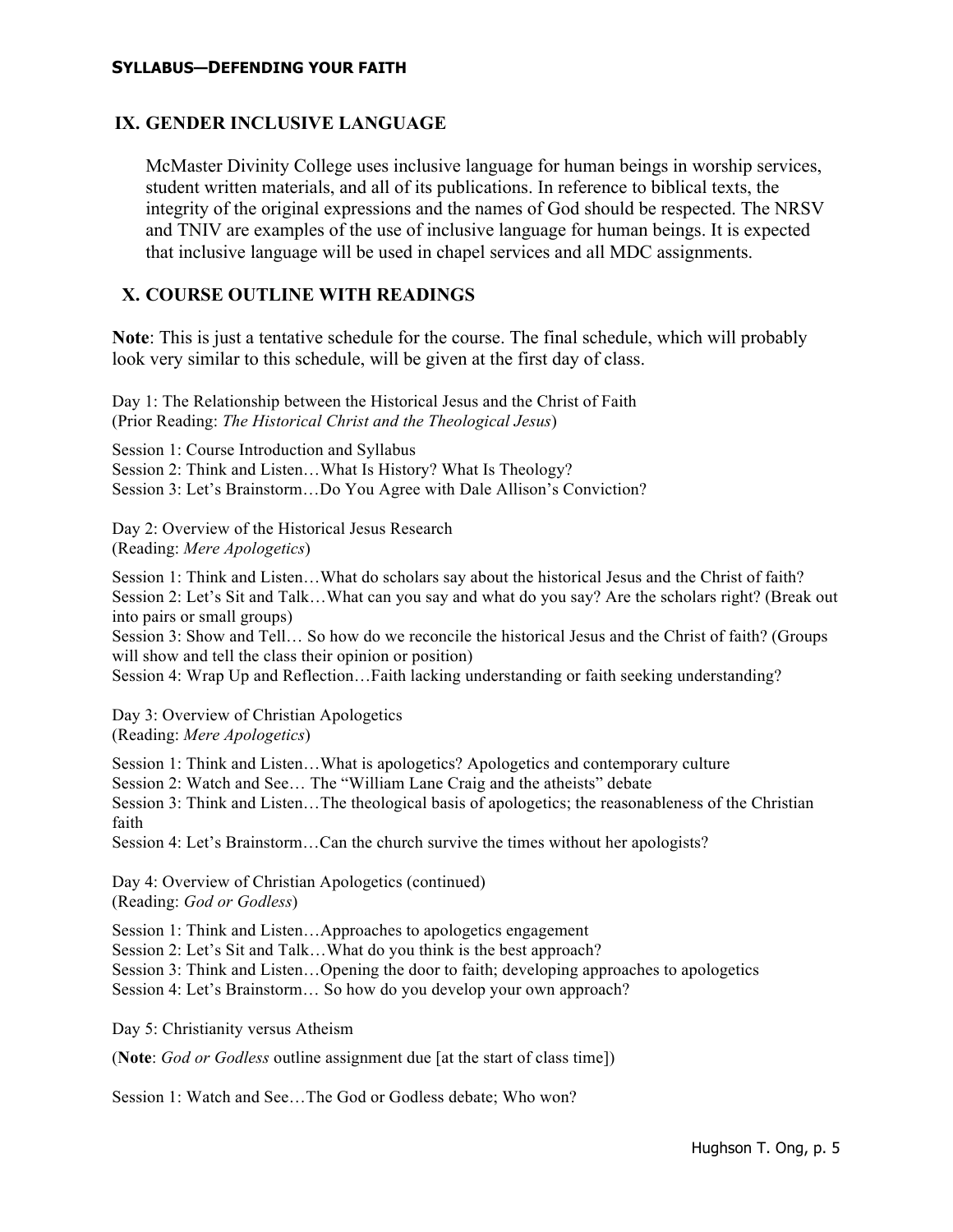## IX. GENDER INCLUSIVE LANGUAGE

McMaster Divinity College uses inclusive language for human beings in worship services, student written materials, and all of its publications. In reference to biblical texts, the integrity of the original expressions and the names of God should be respected. The NRSV and TNIV are examples of the use of inclusive language for human beings. It is expected that inclusive language will be used in chapel services and all MDC assignments.

## X. COURSE OUTLINE WITH READINGS

**Note**: This is just a tentative schedule for the course. The final schedule, which will probably look very similar to this schedule, will be given at the first day of class.

Day 1: The Relationship between the Historical Jesus and the Christ of Faith
(Prior Reading: *The Historical Christ and the Theological Jesus*)

Session 1: Course Introduction and Syllabus
Session 2: Think and Listen…What Is History? What Is Theology?
Session 3: Let's Brainstorm…Do You Agree with Dale Allison's Conviction?

Day 2: Overview of the Historical Jesus Research
(Reading: *Mere Apologetics*)

Session 1: Think and Listen…What do scholars say about the historical Jesus and the Christ of faith?
Session 2: Let's Sit and Talk…What can you say and what do you say? Are the scholars right? (Break out into pairs or small groups)
Session 3: Show and Tell… So how do we reconcile the historical Jesus and the Christ of faith? (Groups will show and tell the class their opinion or position)
Session 4: Wrap Up and Reflection…Faith lacking understanding or faith seeking understanding?

Day 3: Overview of Christian Apologetics
(Reading: *Mere Apologetics*)

Session 1: Think and Listen…What is apologetics? Apologetics and contemporary culture
Session 2: Watch and See… The "William Lane Craig and the atheists" debate
Session 3: Think and Listen…The theological basis of apologetics; the reasonableness of the Christian faith
Session 4: Let's Brainstorm…Can the church survive the times without her apologists?

Day 4: Overview of Christian Apologetics (continued)
(Reading: *God or Godless*)

Session 1: Think and Listen…Approaches to apologetics engagement
Session 2: Let's Sit and Talk…What do you think is the best approach?
Session 3: Think and Listen…Opening the door to faith; developing approaches to apologetics
Session 4: Let's Brainstorm… So how do you develop your own approach?

Day 5: Christianity versus Atheism

(**Note**: *God or Godless* outline assignment due [at the start of class time])

Session 1: Watch and See…The God or Godless debate; Who won?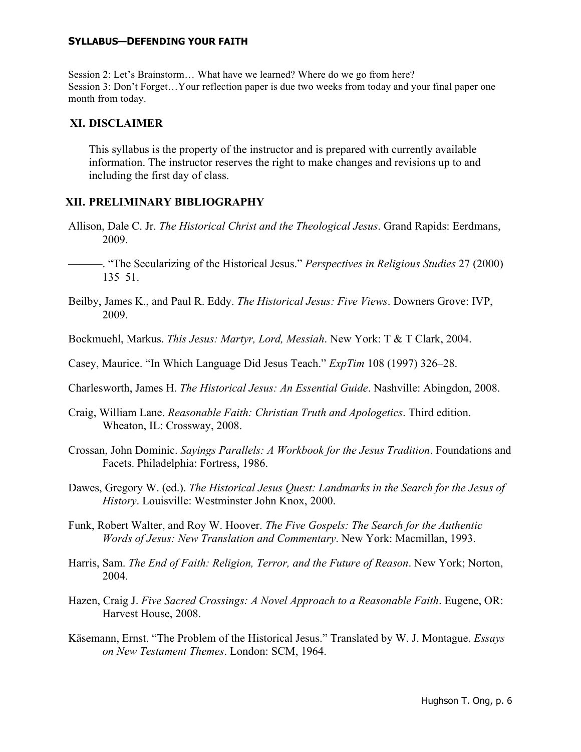Session 2: Let's Brainstorm… What have we learned? Where do we go from here?
Session 3: Don't Forget…Your reflection paper is due two weeks from today and your final paper one month from today.

## XI. DISCLAIMER

This syllabus is the property of the instructor and is prepared with currently available information. The instructor reserves the right to make changes and revisions up to and including the first day of class.

## XII. PRELIMINARY BIBLIOGRAPHY

Allison, Dale C. Jr. *The Historical Christ and the Theological Jesus*. Grand Rapids: Eerdmans, 2009.

———. "The Secularizing of the Historical Jesus." *Perspectives in Religious Studies* 27 (2000) 135–51.

Beilby, James K., and Paul R. Eddy. *The Historical Jesus: Five Views*. Downers Grove: IVP, 2009.

Bockmuehl, Markus. *This Jesus: Martyr, Lord, Messiah*. New York: T & T Clark, 2004.

Casey, Maurice. "In Which Language Did Jesus Teach." *ExpTim* 108 (1997) 326–28.

Charlesworth, James H. *The Historical Jesus: An Essential Guide*. Nashville: Abingdon, 2008.

Craig, William Lane. *Reasonable Faith: Christian Truth and Apologetics*. Third edition. Wheaton, IL: Crossway, 2008.

Crossan, John Dominic. *Sayings Parallels: A Workbook for the Jesus Tradition*. Foundations and Facets. Philadelphia: Fortress, 1986.

Dawes, Gregory W. (ed.). *The Historical Jesus Quest: Landmarks in the Search for the Jesus of History*. Louisville: Westminster John Knox, 2000.

Funk, Robert Walter, and Roy W. Hoover. *The Five Gospels: The Search for the Authentic Words of Jesus: New Translation and Commentary*. New York: Macmillan, 1993.

Harris, Sam. *The End of Faith: Religion, Terror, and the Future of Reason*. New York; Norton, 2004.

Hazen, Craig J. *Five Sacred Crossings: A Novel Approach to a Reasonable Faith*. Eugene, OR: Harvest House, 2008.

Käsemann, Ernst. "The Problem of the Historical Jesus." Translated by W. J. Montague. *Essays on New Testament Themes*. London: SCM, 1964.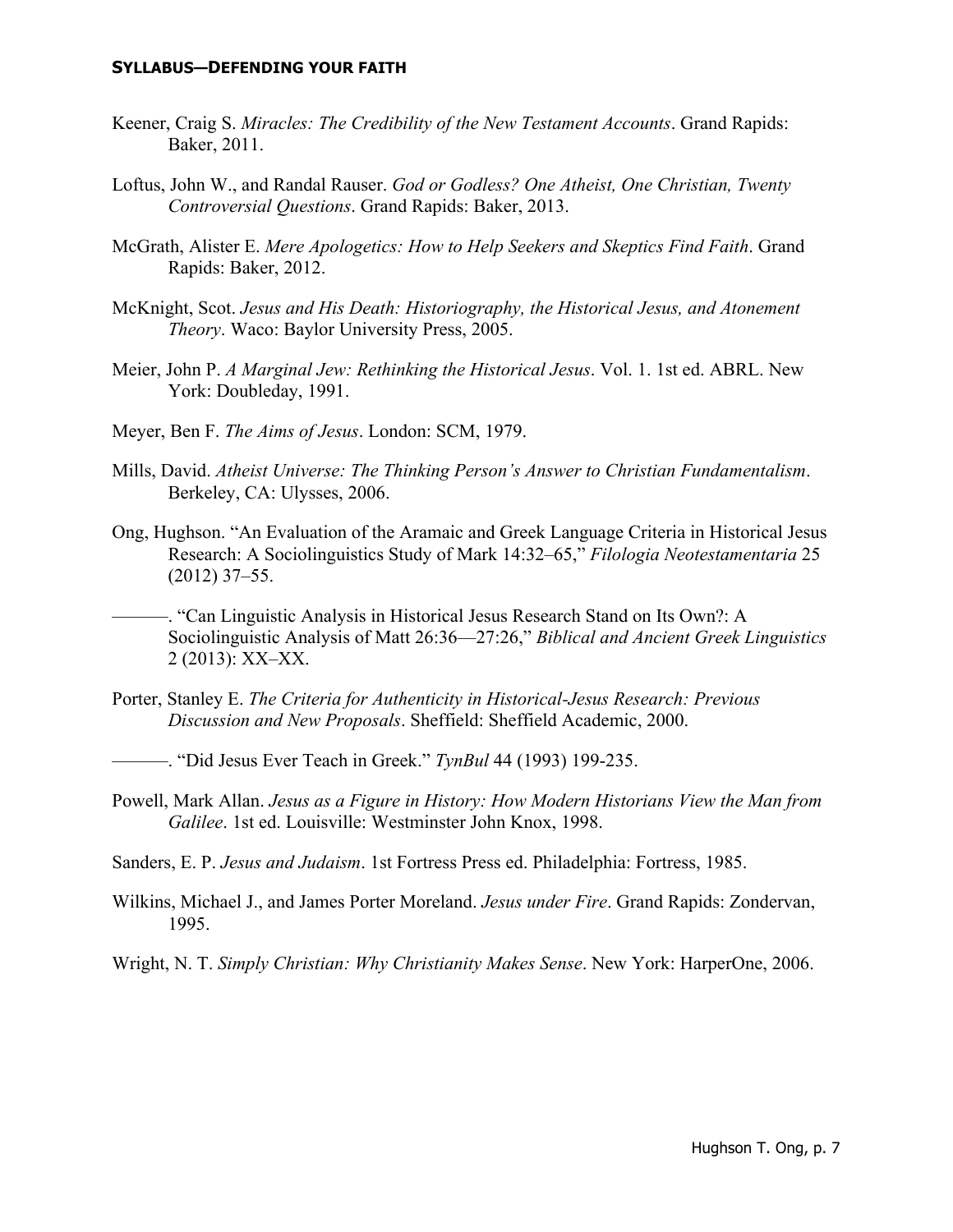Keener, Craig S. *Miracles: The Credibility of the New Testament Accounts*. Grand Rapids: Baker, 2011.

Loftus, John W., and Randal Rauser. *God or Godless? One Atheist, One Christian, Twenty Controversial Questions*. Grand Rapids: Baker, 2013.

McGrath, Alister E. *Mere Apologetics: How to Help Seekers and Skeptics Find Faith*. Grand Rapids: Baker, 2012.

McKnight, Scot. *Jesus and His Death: Historiography, the Historical Jesus, and Atonement Theory*. Waco: Baylor University Press, 2005.

Meier, John P. *A Marginal Jew: Rethinking the Historical Jesus*. Vol. 1. 1st ed. ABRL. New York: Doubleday, 1991.

Meyer, Ben F. *The Aims of Jesus*. London: SCM, 1979.

Mills, David. *Atheist Universe: The Thinking Person's Answer to Christian Fundamentalism*. Berkeley, CA: Ulysses, 2006.

Ong, Hughson. "An Evaluation of the Aramaic and Greek Language Criteria in Historical Jesus Research: A Sociolinguistics Study of Mark 14:32–65," *Filologia Neotestamentaria* 25 (2012) 37–55.

———. "Can Linguistic Analysis in Historical Jesus Research Stand on Its Own?: A Sociolinguistic Analysis of Matt 26:36—27:26," *Biblical and Ancient Greek Linguistics* 2 (2013): XX–XX.

Porter, Stanley E. *The Criteria for Authenticity in Historical-Jesus Research: Previous Discussion and New Proposals*. Sheffield: Sheffield Academic, 2000.

———. "Did Jesus Ever Teach in Greek." *TynBul* 44 (1993) 199-235.

Powell, Mark Allan. *Jesus as a Figure in History: How Modern Historians View the Man from Galilee*. 1st ed. Louisville: Westminster John Knox, 1998.

Sanders, E. P. *Jesus and Judaism*. 1st Fortress Press ed. Philadelphia: Fortress, 1985.

Wilkins, Michael J., and James Porter Moreland. *Jesus under Fire*. Grand Rapids: Zondervan, 1995.

Wright, N. T. *Simply Christian: Why Christianity Makes Sense*. New York: HarperOne, 2006.